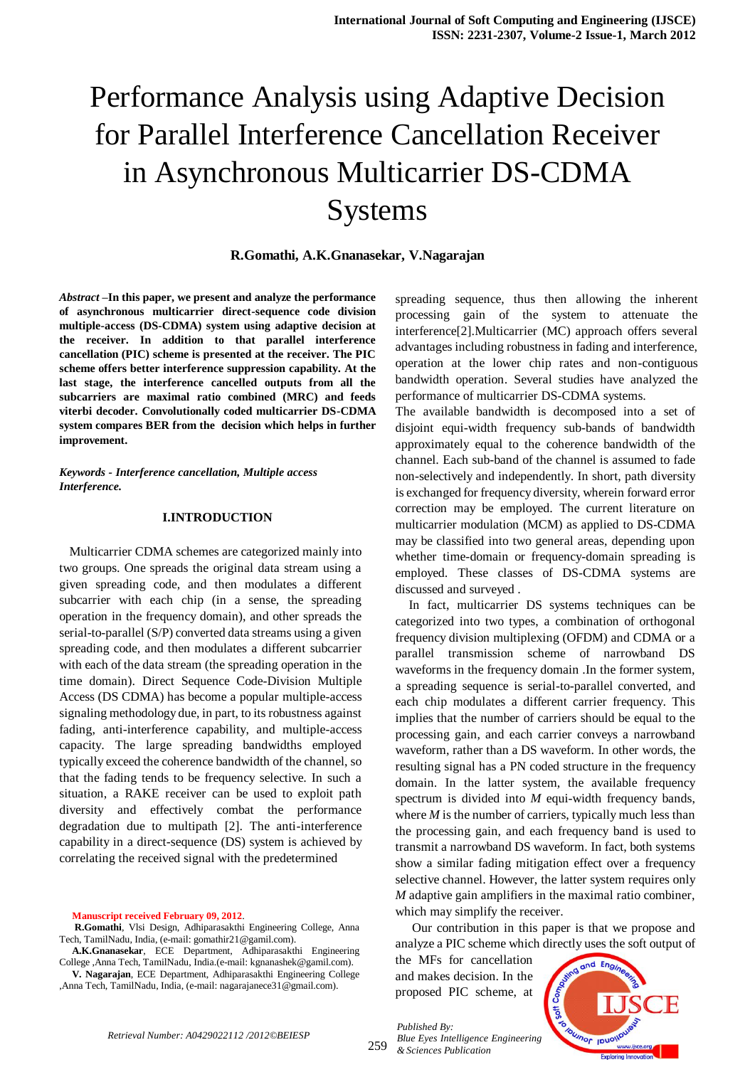# Performance Analysis using Adaptive Decision for Parallel Interference Cancellation Receiver in Asynchronous Multicarrier DS-CDMA Systems

**R.Gomathi, A.K.Gnanasekar, V.Nagarajan**

*Abstract* –**In this paper, we present and analyze the performance of asynchronous multicarrier direct-sequence code division multiple-access (DS-CDMA) system using adaptive decision at the receiver. In addition to that parallel interference cancellation (PIC) scheme is presented at the receiver. The PIC scheme offers better interference suppression capability. At the last stage, the interference cancelled outputs from all the subcarriers are maximal ratio combined (MRC) and feeds viterbi decoder. Convolutionally coded multicarrier DS-CDMA system compares BER from the decision which helps in further improvement.**

***Keywords - Interference cancellation, Multiple access Interference.***

## I.INTRODUCTION

Multicarrier CDMA schemes are categorized mainly into two groups. One spreads the original data stream using a given spreading code, and then modulates a different subcarrier with each chip (in a sense, the spreading operation in the frequency domain), and other spreads the serial-to-parallel (S/P) converted data streams using a given spreading code, and then modulates a different subcarrier with each of the data stream (the spreading operation in the time domain). Direct Sequence Code-Division Multiple Access (DS CDMA) has become a popular multiple-access signaling methodology due, in part, to its robustness against fading, anti-interference capability, and multiple-access capacity. The large spreading bandwidths employed typically exceed the coherence bandwidth of the channel, so that the fading tends to be frequency selective. In such a situation, a RAKE receiver can be used to exploit path diversity and effectively combat the performance degradation due to multipath [2]. The anti-interference capability in a direct-sequence (DS) system is achieved by correlating the received signal with the predetermined spreading sequence, thus then allowing the inherent processing gain of the system to attenuate the interference[2].Multicarrier (MC) approach offers several advantages including robustness in fading and interference, operation at the lower chip rates and non-contiguous bandwidth operation. Several studies have analyzed the performance of multicarrier DS-CDMA systems.

The available bandwidth is decomposed into a set of disjoint equi-width frequency sub-bands of bandwidth approximately equal to the coherence bandwidth of the channel. Each sub-band of the channel is assumed to fade non-selectively and independently. In short, path diversity is exchanged for frequency diversity, wherein forward error correction may be employed. The current literature on multicarrier modulation (MCM) as applied to DS-CDMA may be classified into two general areas, depending upon whether time-domain or frequency-domain spreading is employed. These classes of DS-CDMA systems are discussed and surveyed .

In fact, multicarrier DS systems techniques can be categorized into two types, a combination of orthogonal frequency division multiplexing (OFDM) and CDMA or a parallel transmission scheme of narrowband DS waveforms in the frequency domain .In the former system, a spreading sequence is serial-to-parallel converted, and each chip modulates a different carrier frequency. This implies that the number of carriers should be equal to the processing gain, and each carrier conveys a narrowband waveform, rather than a DS waveform. In other words, the resulting signal has a PN coded structure in the frequency domain. In the latter system, the available frequency spectrum is divided into $M$ equi-width frequency bands, where $M$ is the number of carriers, typically much less than the processing gain, and each frequency band is used to transmit a narrowband DS waveform. In fact, both systems show a similar fading mitigation effect over a frequency selective channel. However, the latter system requires only $M$ adaptive gain amplifiers in the maximal ratio combiner, which may simplify the receiver.

Our contribution in this paper is that we propose and analyze a PIC scheme which directly uses the soft output of the MFs for cancellation and makes decision. In the proposed PIC scheme, at

**Manuscript received February 09, 2012.**

**R.Gomathi**, Vlsi Design, Adhiparasakthi Engineering College, Anna Tech, TamilNadu, India, (e-mail: gomathir21@gamil.com).

**A.K.Gnanasekar**, ECE Department, Adhiparasakthi Engineering College ,Anna Tech, TamilNadu, India.(e-mail: kgnanashek@gamil.com).

**V. Nagarajan**, ECE Department, Adhiparasakthi Engineering College ,Anna Tech, TamilNadu, India, (e-mail: nagarajanece31@gmail.com).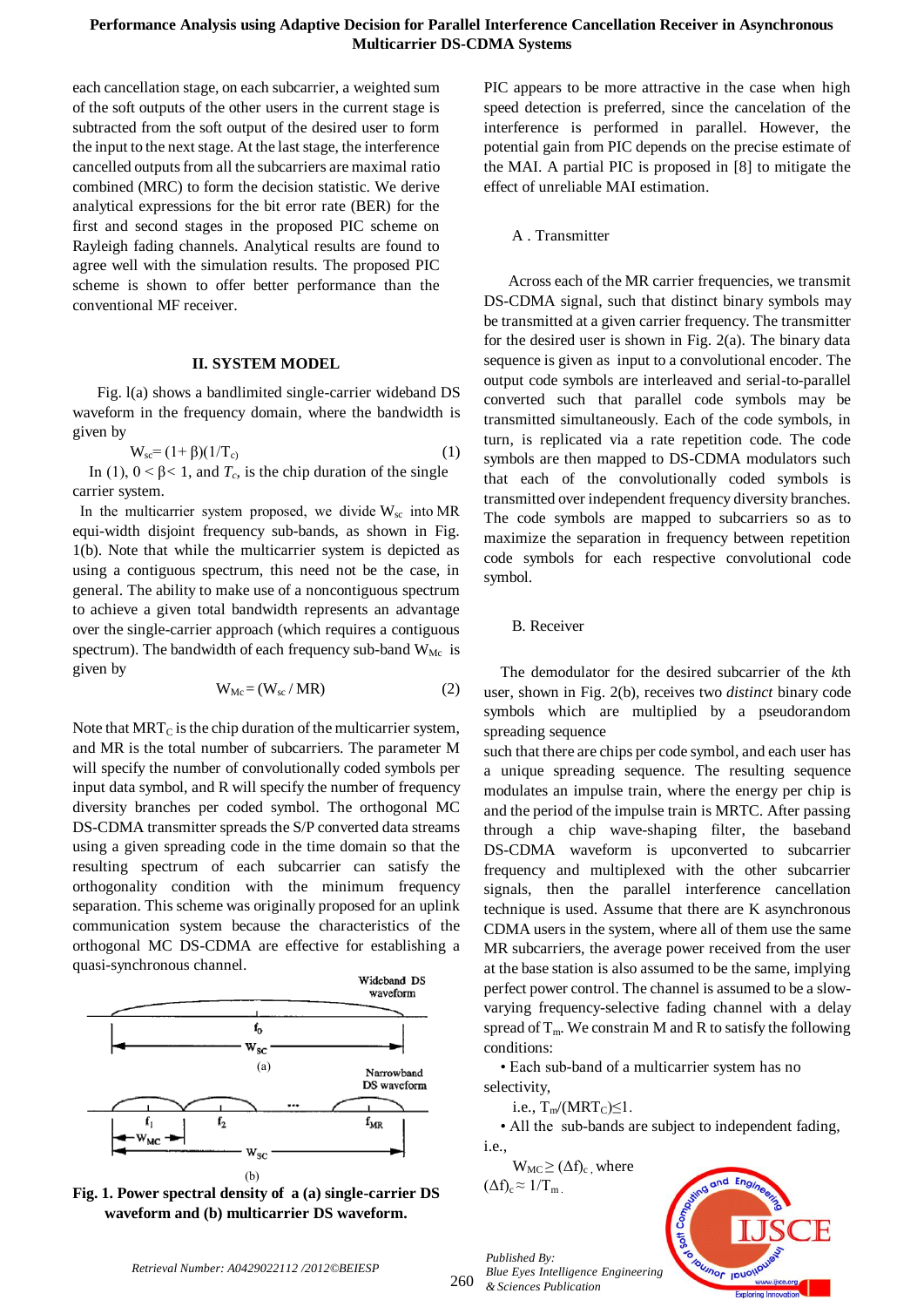each cancellation stage, on each subcarrier, a weighted sum of the soft outputs of the other users in the current stage is subtracted from the soft output of the desired user to form the input to the next stage. At the last stage, the interference cancelled outputs from all the subcarriers are maximal ratio combined (MRC) to form the decision statistic. We derive analytical expressions for the bit error rate (BER) for the first and second stages in the proposed PIC scheme on Rayleigh fading channels. Analytical results are found to agree well with the simulation results. The proposed PIC scheme is shown to offer better performance than the conventional MF receiver.

## II. SYSTEM MODEL

Fig. l(a) shows a bandlimited single-carrier wideband DS waveform in the frequency domain, where the bandwidth is given by

$$W_{sc} = (1+\beta)(1/T_c) \tag{1}$$

In (1), $0 < \beta < 1$, and $T_c$, is the chip duration of the single carrier system.

In the multicarrier system proposed, we divide $W_{sc}$ into MR equi-width disjoint frequency sub-bands, as shown in Fig. 1(b). Note that while the multicarrier system is depicted as using a contiguous spectrum, this need not be the case, in general. The ability to make use of a noncontiguous spectrum to achieve a given total bandwidth represents an advantage over the single-carrier approach (which requires a contiguous spectrum). The bandwidth of each frequency sub-band $W_{Mc}$ is given by

$$W_{Mc} = (W_{sc} / MR) \tag{2}$$

Note that $MRT_C$ is the chip duration of the multicarrier system, and MR is the total number of subcarriers. The parameter M will specify the number of convolutionally coded symbols per input data symbol, and R will specify the number of frequency diversity branches per coded symbol. The orthogonal MC DS-CDMA transmitter spreads the S/P converted data streams using a given spreading code in the time domain so that the resulting spectrum of each subcarrier can satisfy the orthogonality condition with the minimum frequency separation. This scheme was originally proposed for an uplink communication system because the characteristics of the orthogonal MC DS-CDMA are effective for establishing a quasi-synchronous channel.

**Fig. 1. Power spectral density of a (a) single-carrier DS waveform and (b) multicarrier DS waveform.**

PIC appears to be more attractive in the case when high speed detection is preferred, since the cancelation of the interference is performed in parallel. However, the potential gain from PIC depends on the precise estimate of the MAI. A partial PIC is proposed in [8] to mitigate the effect of unreliable MAI estimation.

### A . Transmitter

Across each of the MR carrier frequencies, we transmit DS-CDMA signal, such that distinct binary symbols may be transmitted at a given carrier frequency. The transmitter for the desired user is shown in Fig. 2(a). The binary data sequence is given as input to a convolutional encoder. The output code symbols are interleaved and serial-to-parallel converted such that parallel code symbols may be transmitted simultaneously. Each of the code symbols, in turn, is replicated via a rate repetition code. The code symbols are then mapped to DS-CDMA modulators such that each of the convolutionally coded symbols is transmitted over independent frequency diversity branches. The code symbols are mapped to subcarriers so as to maximize the separation in frequency between repetition code symbols for each respective convolutional code symbol.

### B. Receiver

The demodulator for the desired subcarrier of the *k*th user, shown in Fig. 2(b), receives two *distinct* binary code symbols which are multiplied by a pseudorandom spreading sequence such that there are chips per code symbol, and each user has a unique spreading sequence. The resulting sequence modulates an impulse train, where the energy per chip is and the period of the impulse train is MRTC. After passing through a chip wave-shaping filter, the baseband DS-CDMA waveform is upconverted to subcarrier frequency and multiplexed with the other subcarrier signals, then the parallel interference cancellation technique is used. Assume that there are K asynchronous CDMA users in the system, where all of them use the same MR subcarriers, the average power received from the user at the base station is also assumed to be the same, implying perfect power control. The channel is assumed to be a slow-varying frequency-selective fading channel with a delay spread of $T_m$. We constrain M and R to satisfy the following conditions:

- Each sub-band of a multicarrier system has no selectivity,

  i.e., $T_m/(MRT_C) \leq 1$.

- All the sub-bands are subject to independent fading, i.e.,

  $W_{MC} \geq (\Delta f)_c$, where $(\Delta f)_c \approx 1/T_m$.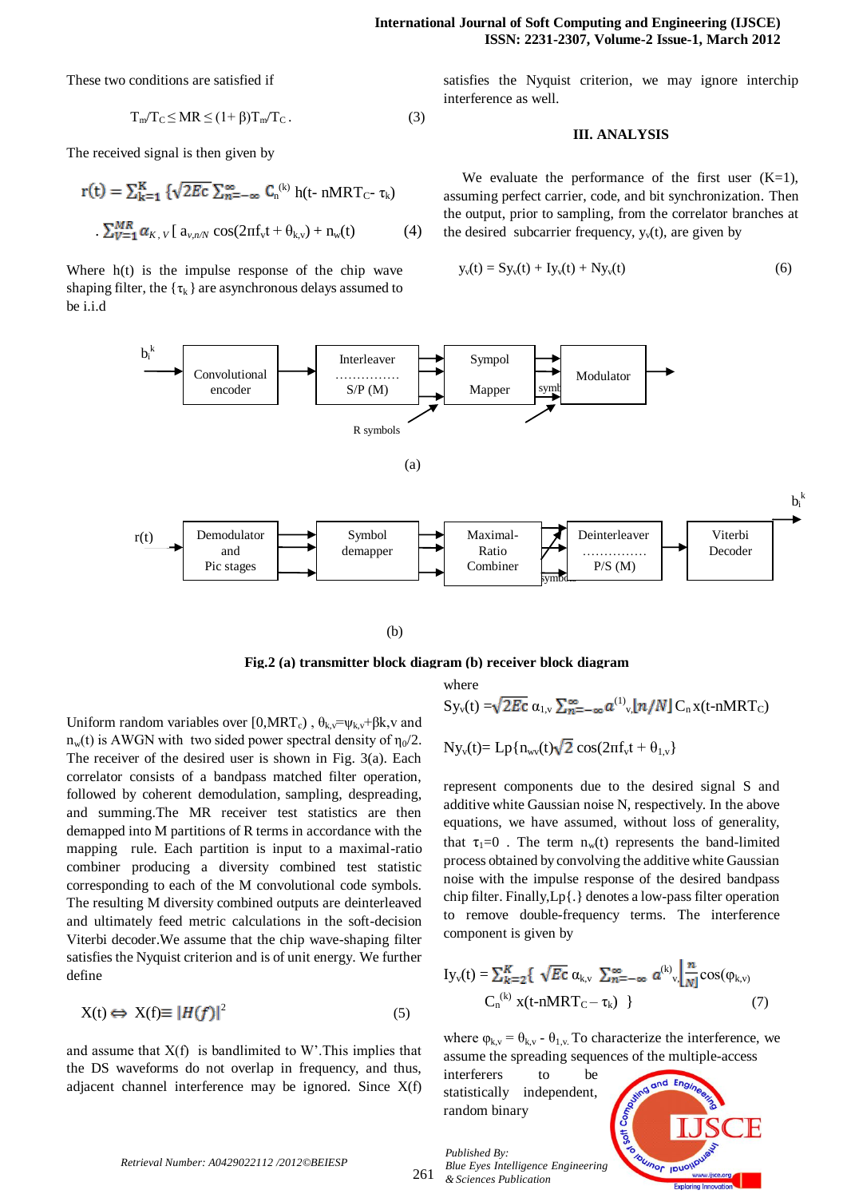These two conditions are satisfied if

$$T_m/T_C \leq MR \leq (1+\beta)T_m/T_C . \qquad (3)$$

The received signal is then given by

$$r(t) = \sum_{k=1}^{K} \{\sqrt{2Ec} \sum_{n=-\infty}^{\infty} C_n^{(k)} h(t- nMRT_C- \tau_k)$$

$$. \sum_{V=1}^{MR} \alpha_{K,V} [ a_{v,n/N} \cos(2\pi f_v t + \theta_{k,v}) + n_w(t) \qquad (4)$$

Where h(t) is the impulse response of the chip wave shaping filter, the $\{\tau_k\}$ are asynchronous delays assumed to be i.i.d

The block diagram (Fig. 2) consists of the following blocks:

(a) $b_i^k$ → Convolutional encoder → Interleaver S/P (M) → Sympol Mapper (R symbols) → Modulator

(b) r(t) → Demodulator and Pic stages → Symbol demapper → Maximal-Ratio Combiner → Deinterleaver P/S (M) → Viterbi Decoder → $b_i^k$

**Fig.2 (a) transmitter block diagram (b) receiver block diagram**

Uniform random variables over $[0,MRT_c)$ , $\theta_{k,v}=\psi_{k,v}+\beta k,v$ and $n_w(t)$ is AWGN with two sided power spectral density of $\eta_0/2$. The receiver of the desired user is shown in Fig. 3(a). Each correlator consists of a bandpass matched filter operation, followed by coherent demodulation, sampling, despreading, and summing.The MR receiver test statistics are then demapped into M partitions of R terms in accordance with the mapping rule. Each partition is input to a maximal-ratio combiner producing a diversity combined test statistic corresponding to each of the M convolutional code symbols. The resulting M diversity combined outputs are deinterleaved and ultimately feed metric calculations in the soft-decision Viterbi decoder.We assume that the chip wave-shaping filter satisfies the Nyquist criterion and is of unit energy. We further define

$$X(t) \Leftrightarrow X(f)\equiv |H(f)|^2 \qquad (5)$$

and assume that X(f) is bandlimited to W'.This implies that the DS waveforms do not overlap in frequency, and thus, adjacent channel interference may be ignored. Since X(f) satisfies the Nyquist criterion, we may ignore interchip interference as well.

## III. ANALYSIS

We evaluate the performance of the first user (K=1), assuming perfect carrier, code, and bit synchronization. Then the output, prior to sampling, from the correlator branches at the desired subcarrier frequency, $y_v(t)$, are given by

$$y_v(t) = Sy_v(t) + Iy_v(t) + Ny_v(t) \qquad (6)$$

where

$$Sy_v(t) =\sqrt{2Ec}\, \alpha_{1,v} \sum_{n=-\infty}^{\infty} a^{(1)}_{v,\lfloor n/N \rfloor} C_n\, x(t-nMRT_C)$$

$$Ny_v(t)= Lp\{n_{wv}(t)\sqrt{2} \cos(2\pi f_v t + \theta_{1,v}\}$$

represent components due to the desired signal S and additive white Gaussian noise N, respectively. In the above equations, we have assumed, without loss of generality, that $\tau_1=0$ . The term $n_w(t)$ represents the band-limited process obtained by convolving the additive white Gaussian noise with the impulse response of the desired bandpass chip filter. Finally,Lp{.} denotes a low-pass filter operation to remove double-frequency terms. The interference component is given by

$$Iy_v(t) = \sum_{k=2}^{K}\{ \sqrt{Ec}\, \alpha_{k,v} \sum_{n=-\infty}^{\infty} a^{(k)}_{v,\lfloor \frac{n}{N} \rfloor} \cos(\varphi_{k,v})$$

$$C_n^{(k)}\, x(t-nMRT_C - \tau_k) \} \qquad (7)$$

where $\varphi_{k,v} = \theta_{k,v} - \theta_{1,v}$. To characterize the interference, we assume the spreading sequences of the multiple-access interferers to be statistically independent, random binary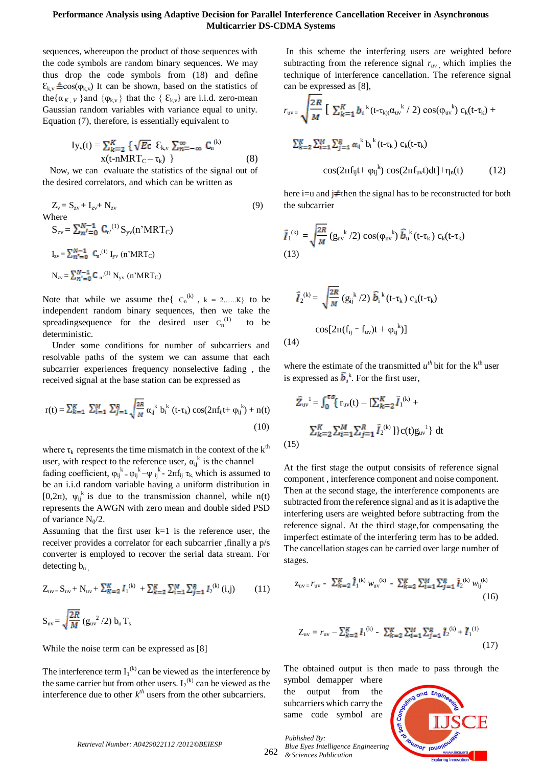sequences, whereupon the product of those sequences with the code symbols are random binary sequences. We may thus drop the code symbols from (18) and define $\mathcal{E}_{k,v} \triangleq \cos(\varphi_{k,v})$ It can be shown, based on the statistics of the$\{\alpha_{K,V}\}$ and $\{\varphi_{k,v}\}$ that the $\{\mathcal{E}_{k,v}\}$ are i.i.d. zero-mean Gaussian random variables with variance equal to unity. Equation (7), therefore, is essentially equivalent to

$$I_{yv}(t) = \sum_{k=2}^{K} \{\sqrt{Ec}\ \mathcal{E}_{k,v} \sum_{n=-\infty}^{\infty} C_n^{(k)} \, x(t\text{-}nMRT_C - \tau_k)\ \} \qquad (8)$$

Now, we can evaluate the statistics of the signal out of the desired correlators, and which can be written as

$$Z_v = S_{zv} + I_{zv} + N_{zv} \qquad (9)$$

Where

$$S_{zv} = \sum_{n'=0}^{N-1} C_{n'}^{(1)} S_{yv}(n'MRT_C)$$

$$I_{zv} = \sum_{n'=0}^{N-1} C_{n'}^{(1)} I_{yv}(n'MRT_C)$$

$$N_{zv} = \sum_{n'=0}^{N-1} C_{n'}^{(1)} N_{yv}(n'MRT_C)$$

Note that while we assume the$\{C_n^{(k)}, k = 2,\ldots,K\}$ to be independent random binary sequences, then we take the spreadingsequence for the desired user $C_n^{(1)}$ to be deterministic.

Under some conditions for number of subcarriers and resolvable paths of the system we can assume that each subcarrier experiences frequency nonselective fading , the received signal at the base station can be expressed as

$$r(t) = \sum_{k=1}^{K} \sum_{i=1}^{M} \sum_{j=1}^{R} \sqrt{\frac{2R}{M}}\ \alpha_{ij}^{k}\ b_i^{k}\ (t\text{-}\tau_k) \cos(2\pi f_{ij}t + \varphi_{ij}^{k}) + n(t) \qquad (10)$$

where $\tau_k$ represents the time mismatch in the context of the k[th] user, with respect to the reference user, $\alpha_{ij}^{k}$ is the channel fading coefficient, $\varphi_{ij}^{k} = \varphi_{ij}^{k} - \psi_{ij}^{k} - 2\pi f_{ij}\,\tau_k$, which is assumed to be an i.i.d random variable having a uniform distribution in $[0,2\pi)$, $\psi_{ij}^{k}$ is due to the transmission channel, while n(t) represents the AWGN with zero mean and double sided PSD of variance $N_0/2$.

Assuming that the first user k=1 is the reference user, the receiver provides a correlator for each subcarrier ,finally a p/s converter is employed to recover the serial data stream. For detecting $b_u$ ,

$$Z_{uv} = S_{uv} + N_{uv} + \sum_{k=2}^{K} I_1^{(k)} + \sum_{k=2}^{K} \sum_{i=1}^{M} \sum_{j=1}^{R} I_2^{(k)}(i,j) \qquad (11)$$

$$S_{uv} = \sqrt{\frac{2R}{M}}\ (g_{uv}^{2}/2)\ b_u\, T_s$$

While the noise term can be expressed as [8]

The interference term $I_1^{(k)}$ can be viewed as the interference by the same carrier but from other users. $I_2^{(k)}$ can be viewed as the interference due to other $k^{th}$ users from the other subcarriers.

In this scheme the interfering users are weighted before subtracting from the reference signal $r_{uv}$ , which implies the technique of interference cancellation. The reference signal can be expressed as [8],

$$r_{uv} = \sqrt{\frac{2R}{M}}\ [\ \sum_{k=1}^{K} b_u^{\ k}(t\text{-}\tau_k)(\alpha_{uv}^{\ k}/2) \cos(\varphi_{uv}^{\ k})\ c_k(t\text{-}\tau_k) + \sum_{k=2}^{K} \sum_{i=1}^{M} \sum_{j=1}^{R} \alpha_{ij}^{\ k}\ b_i^{\ k}(t\text{-}\tau_k)\ c_k(t\text{-}\tau_k) \cos(2\pi f_{ij}t + \varphi_{ij}^{\ k}) \cos(2\pi f_{uv}t)dt] + \eta_n(t) \qquad (12)$$

here i=u and j≠then the signal has to be reconstructed for both the subcarrier

$$\hat{I}_1^{(k)} = \sqrt{\frac{2R}{M}}\ (g_{uv}^{\ k}/2) \cos(\varphi_{uv}^{\ k})\ \hat{b}_u^{\ k}(t\text{-}\tau_k)\ c_k(t\text{-}\tau_k) \qquad (13)$$

$$\hat{I}_2^{(k)} = \sqrt{\frac{2R}{M}}\ (g_{ij}^{\ k}/2)\ \hat{b}_i^{\ k}(t\text{-}\tau_k)\ c_k(t\text{-}\tau_k) \cos[2\pi(f_{ij} - f_{uv})t + \varphi_{ij}^{\ k})] \qquad (14)$$

where the estimate of the transmitted $u^{th}$ bit for the k[th] user is expressed as $\hat{b}_u^{\ k}$. For the first user,

$$\hat{Z}_{uv}^{\ 1} = \int_0^{Ts} \{ r_{uv}(t) - [\sum_{k=2}^{K} \hat{I}_1^{(k)} + \sum_{k=2}^{K} \sum_{i=1}^{M} \sum_{j=1}^{R} \hat{I}_2^{(k)}]\}c(t)g_{uv}^{\ 1}\}\ dt \qquad (15)$$

At the first stage the output consisits of reference signal component , interference component and noise component. Then at the second stage, the interference components are subtracted from the reference signal and as it is adaptive the interfering users are weighted before subtracting from the reference signal. At the third stage,for compensating the imperfect estimate of the interfering term has to be added. The cancellation stages can be carried over large number of stages.

$$z_{uv} = r_{uv} - \sum_{k=2}^{K} \hat{I}_1^{(k)}\ w_{uv}^{(k)} - \sum_{k=2}^{K} \sum_{i=1}^{M} \sum_{j=1}^{R} \hat{I}_2^{(k)}\ w_{ij}^{(k)} \qquad (16)$$

$$Z_{uv} = r_{uv} - \sum_{k=2}^{K} I_1^{(k)} - \sum_{k=2}^{K} \sum_{i=1}^{M} \sum_{j=1}^{R} \hat{I}_2^{(k)} + \hat{I}_1^{(1)} \qquad (17)$$

The obtained output is then made to pass through the symbol demapper where the output from the subcarriers which carry the same code symbol are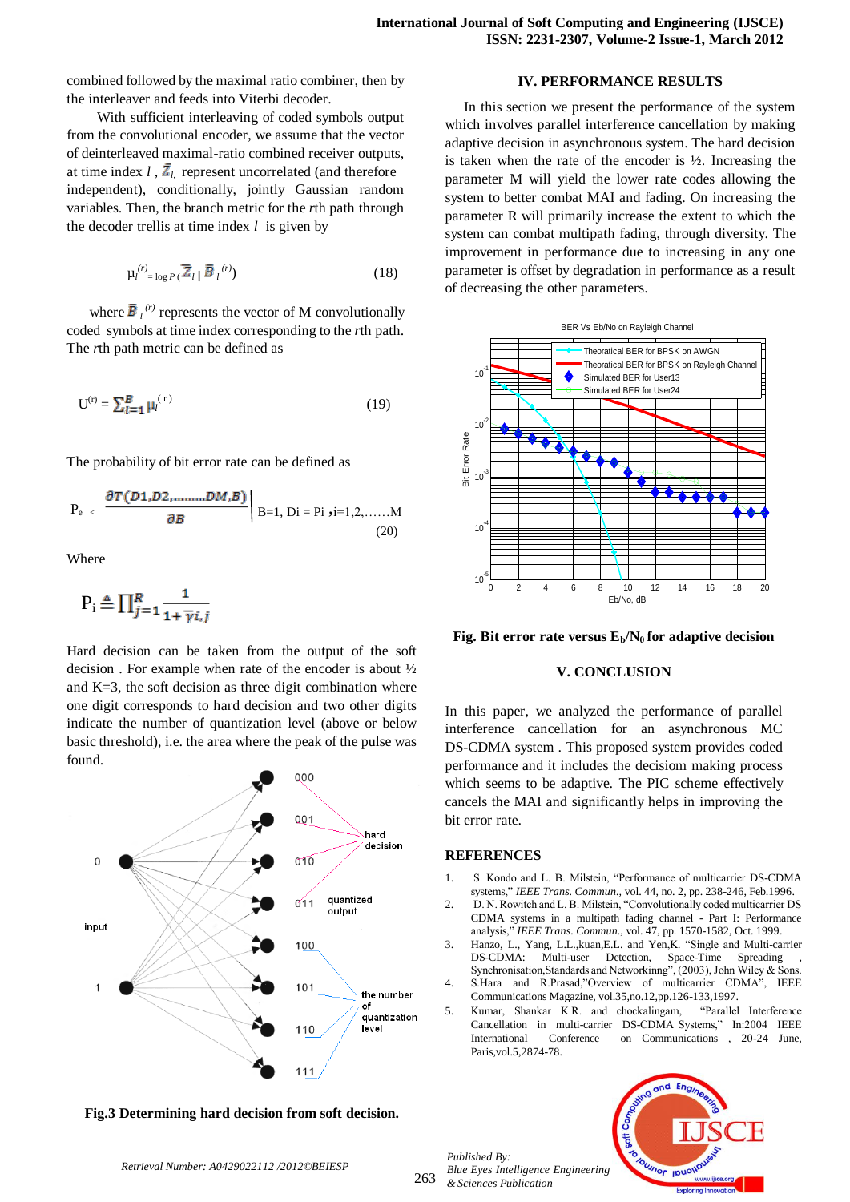combined followed by the maximal ratio combiner, then by the interleaver and feeds into Viterbi decoder.

With sufficient interleaving of coded symbols output from the convolutional encoder, we assume that the vector of deinterleaved maximal-ratio combined receiver outputs, at time index $l$ , $\bar{Z}_l$, represent uncorrelated (and therefore independent), conditionally, jointly Gaussian random variables. Then, the branch metric for the $r$th path through the decoder trellis at time index $l$ is given by

$$\mu_l^{(r)} = \log P\,(\bar{Z}_l \mid \bar{B}_l^{(r)}) \quad (18)$$

where $\bar{B}_l^{(r)}$ represents the vector of M convolutionally coded symbols at time index corresponding to the $r$th path. The $r$th path metric can be defined as

$$U^{(r)} = \sum_{l=1}^{B} \mu_l^{(r)} \quad (19)$$

The probability of bit error rate can be defined as

$$P_e < \left. \frac{\partial T(D1, D2, \ldots\ldots DM, B)}{\partial B} \right|_{B=1,\ Di = Pi\ ,i=1,2,\ldots\ldots M} \quad (20)$$

Where

$$P_i \triangleq \prod_{j=1}^{R} \frac{1}{1+\bar{\gamma}_{i,j}}$$

Hard decision can be taken from the output of the soft decision . For example when rate of the encoder is about ½ and K=3, the soft decision as three digit combination where one digit corresponds to hard decision and two other digits indicate the number of quantization level (above or below basic threshold), i.e. the area where the peak of the pulse was found.

**Fig.3 Determining hard decision from soft decision.**

## IV. PERFORMANCE RESULTS

In this section we present the performance of the system which involves parallel interference cancellation by making adaptive decision in asynchronous system. The hard decision is taken when the rate of the encoder is ½. Increasing the parameter M will yield the lower rate codes allowing the system to better combat MAI and fading. On increasing the parameter R will primarily increase the extent to which the system can combat multipath fading, through diversity. The improvement in performance due to increasing in any one parameter is offset by degradation in performance as a result of decreasing the other parameters.

**Fig. Bit error rate versus $E_b/N_0$ for adaptive decision**

## V. CONCLUSION

In this paper, we analyzed the performance of parallel interference cancellation for an asynchronous MC DS-CDMA system . This proposed system provides coded performance and it includes the decisiom making process which seems to be adaptive. The PIC scheme effectively cancels the MAI and significantly helps in improving the bit error rate.

## REFERENCES

1. S. Kondo and L. B. Milstein, "Performance of multicarrier DS-CDMA systems," *IEEE Trans. Commun.*, vol. 44, no. 2, pp. 238-246, Feb.1996.
2. D. N. Rowitch and L. B. Milstein, "Convolutionally coded multicarrier DS CDMA systems in a multipath fading channel - Part I: Performance analysis," *IEEE Trans. Commun.*, vol. 47, pp. 1570-1582, Oct. 1999.
3. Hanzo, L., Yang, L.L.,kuan,E.L. and Yen,K. "Single and Multi-carrier DS-CDMA: Multi-user Detection, Space-Time Spreading , Synchronisation,Standards and Networkinng", (2003), John Wiley & Sons.
4. S.Hara and R.Prasad,"Overview of multicarrier CDMA", IEEE Communications Magazine, vol.35,no.12,pp.126-133,1997.
5. Kumar, Shankar K.R. and chockalingam, "Parallel Interference Cancellation in multi-carrier DS-CDMA Systems," In:2004 IEEE International Conference on Communications , 20-24 June, Paris,vol.5,2874-78.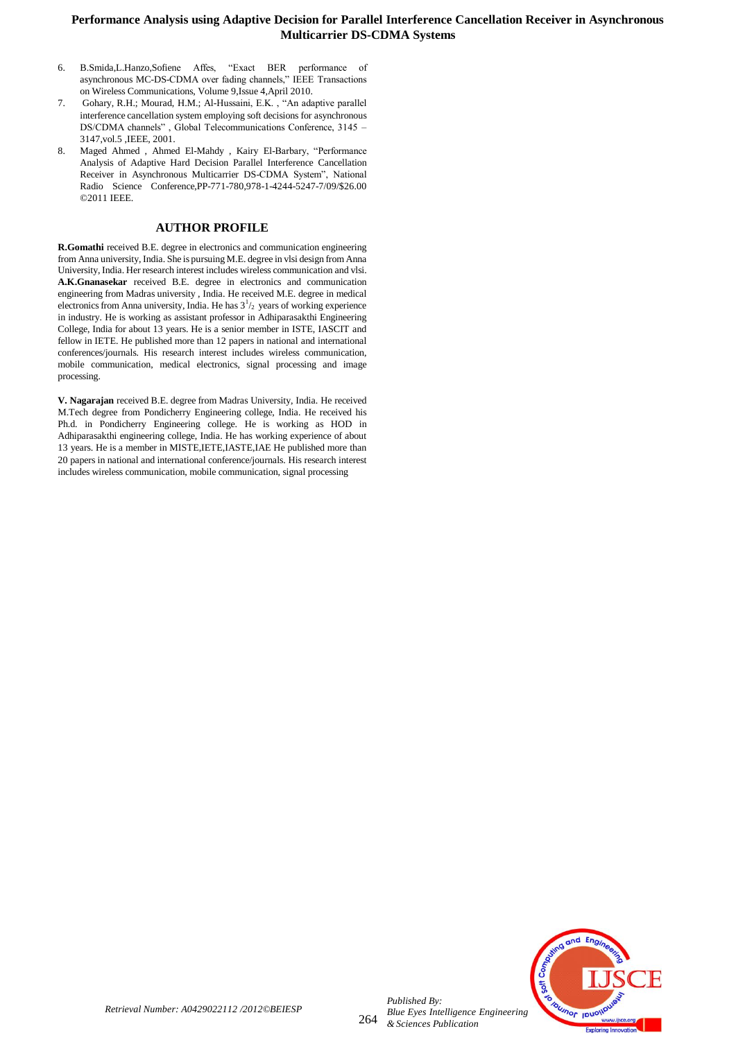6. B.Smida,L.Hanzo,Sofiene Affes, "Exact BER performance of asynchronous MC-DS-CDMA over fading channels," IEEE Transactions on Wireless Communications, Volume 9,Issue 4,April 2010.
7. Gohary, R.H.; Mourad, H.M.; Al-Hussaini, E.K. , "An adaptive parallel interference cancellation system employing soft decisions for asynchronous DS/CDMA channels" , Global Telecommunications Conference, 3145 – 3147,vol.5 ,IEEE, 2001.
8. Maged Ahmed , Ahmed El-Mahdy , Kairy El-Barbary, "Performance Analysis of Adaptive Hard Decision Parallel Interference Cancellation Receiver in Asynchronous Multicarrier DS-CDMA System", National Radio Science Conference,PP-771-780,978-1-4244-5247-7/09/$26.00 ©2011 IEEE.

## AUTHOR PROFILE

**R.Gomathi** received B.E. degree in electronics and communication engineering from Anna university, India. She is pursuing M.E. degree in vlsi design from Anna University, India. Her research interest includes wireless communication and vlsi.

**A.K.Gnanasekar** received B.E. degree in electronics and communication engineering from Madras university , India. He received M.E. degree in medical electronics from Anna university, India. He has $3^1/_2$ years of working experience in industry. He is working as assistant professor in Adhiparasakthi Engineering College, India for about 13 years. He is a senior member in ISTE, IASCIT and fellow in IETE. He published more than 12 papers in national and international conferences/journals. His research interest includes wireless communication, mobile communication, medical electronics, signal processing and image processing.

**V. Nagarajan** received B.E. degree from Madras University, India. He received M.Tech degree from Pondicherry Engineering college, India. He received his Ph.d. in Pondicherry Engineering college. He is working as HOD in Adhiparasakthi engineering college, India. He has working experience of about 13 years. He is a member in MISTE,IETE,IASTE,IAE He published more than 20 papers in national and international conference/journals. His research interest includes wireless communication, mobile communication, signal processing